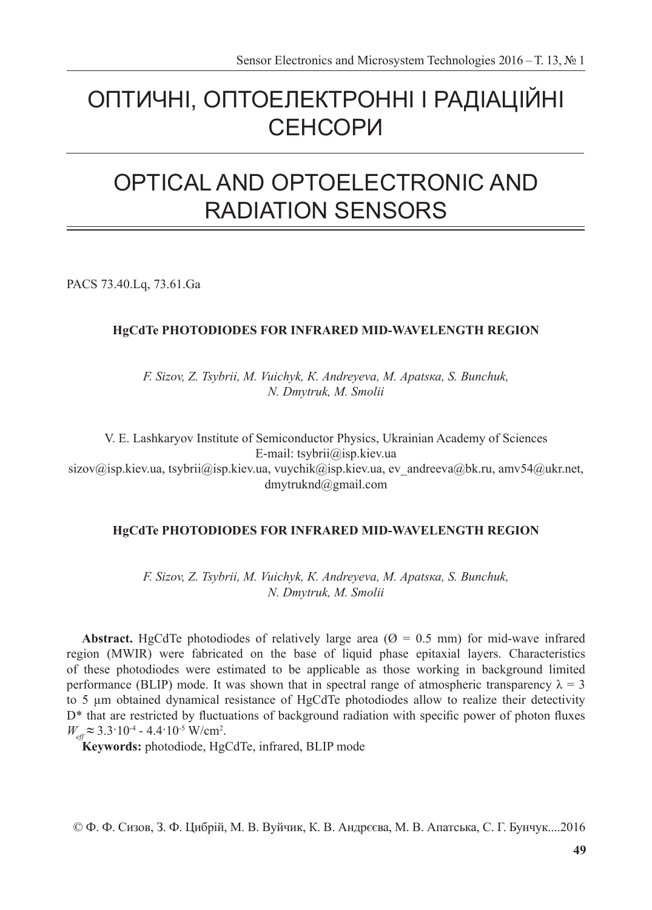# ОПТИЧНІ, ОПТОЕЛЕКТРОННІ І РАДІАЦІЙНІ СЕНСОРИ

# OPTICAL AND OPTOELECTRONIC AND RADIATION SENSORS

PACS 73.40.Lq, 73.61.Ga

## HgCdTe PHOTODIODES FOR INFRARED MID-WAVELENGTH REGION

*F. Sizov, Z. Tsybrii, M. Vuichyk, K. Andreyeva, M. Apatsкa, S. Bunchuk, N. Dmytruk, M. Smolii*

V. E. Lashkaryov Institute of Semiconductor Physics, Ukrainian Academy of Sciences
E-mail: tsybrii@isp.kiev.ua
sizov@isp.kiev.ua, tsybrii@isp.kiev.ua, vuychik@isp.kiev.ua, ev_andreeva@bk.ru, amv54@ukr.net, dmytruknd@gmail.com

## HgCdTe PHOTODIODES FOR INFRARED MID-WAVELENGTH REGION

*F. Sizov, Z. Tsybrii, M. Vuichyk, K. Andreyeva, M. Apatsкa, S. Bunchuk, N. Dmytruk, M. Smolii*

**Abstract.** HgCdTe photodiodes of relatively large area (Ø = 0.5 mm) for mid-wave infrared region (MWIR) were fabricated on the base of liquid phase epitaxial layers. Characteristics of these photodiodes were estimated to be applicable as those working in background limited performance (BLIP) mode. It was shown that in spectral range of atmospheric transparency $\lambda = 3$ to 5 µm obtained dynamical resistance of HgCdTe photodiodes allow to realize their detectivity D* that are restricted by fluctuations of background radiation with specific power of photon fluxes $W_{eff} \approx 3.3 \cdot 10^{-4}$ - $4.4 \cdot 10^{-5}$ W/cm$^2$.

**Keywords:** photodiode, HgCdTe, infrared, BLIP mode

© Ф. Ф. Сизов, З. Ф. Цибрій, М. В. Вуйчик, К. В. Андрєєва, М. В. Апатська, С. Г. Бунчук....2016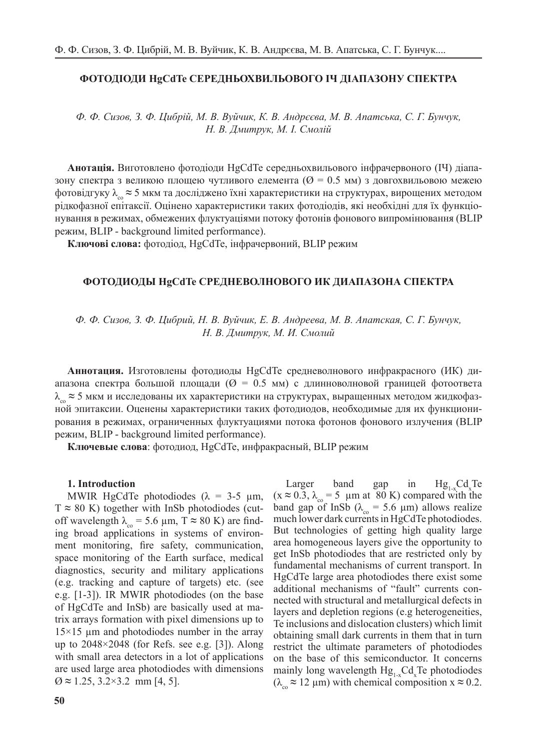### ФОТОДІОДИ HgCdTe СЕРЕДНЬОХВИЛЬОВОГО ІЧ ДІАПАЗОНУ СПЕКТРА

*Ф. Ф. Сизов, З. Ф. Цибрій, М. В. Вуйчик, К. В. Андрєєва, М. В. Апатська, С. Г. Бунчук, Н. В. Дмитрук, М. І. Смолій*

**Анотація.** Виготовлено фотодіоди HgCdTe середньохвильового інфрачервоного (ІЧ) діапазону спектра з великою площею чутливого елемента (Ø = 0.5 мм) з довгохвильовою межею фотовідгуку $\lambda_{co} \approx 5$ мкм та досліджено їхні характеристики на структурах, вирощених методом рідкофазної епітаксії. Оцінено характеристики таких фотодіодів, які необхідні для їх функціонування в режимах, обмежених флуктуаціями потоку фотонів фонового випромінювання (BLIP режим, BLIP - background limited performance).

**Ключові слова:** фотодіод, HgCdTe, інфрачервоний, BLIP режим

### ФОТОДИОДЫ HgCdTe СРЕДНЕВОЛНОВОГО ИК ДИАПАЗОНА СПЕКТРА

*Ф. Ф. Сизов, З. Ф. Цибрий, Н. В. Вуйчик, Е. В. Андреева, М. В. Апатская, С. Г. Бунчук, Н. В. Дмитрук, М. И. Смолий*

**Аннотация.** Изготовлены фотодиоды HgCdTe средневолнового инфракрасного (ИК) диапазона спектра большой площади (Ø = 0.5 мм) с длинноволновой границей фотоответа $\lambda_{co} \approx 5$ мкм и исследованы их характеристики на структурах, выращенных методом жидкофазной эпитаксии. Оценены характеристики таких фотодиодов, необходимые для их функционирования в режимах, ограниченных флуктуациями потока фотонов фонового излучения (BLIP режим, BLIP - background limited performance).

**Ключевые слова**: фотодиод, HgCdTe, инфракрасный, BLIP режим

## 1. Introduction

MWIR HgCdTe photodiodes ($\lambda$ = 3-5 μm, $T \approx 80$ K) together with InSb photodiodes (cutoff wavelength $\lambda_{co}$ = 5.6 μm, $T \approx 80$ K) are finding broad applications in systems of environment monitoring, fire safety, communication, space monitoring of the Earth surface, medical diagnostics, security and military applications (e.g. tracking and capture of targets) etc. (see e.g. [1-3]). IR MWIR photodiodes (on the base of HgCdTe and InSb) are basically used at matrix arrays formation with pixel dimensions up to 15×15 μm and photodiodes number in the array up to 2048×2048 (for Refs. see e.g. [3]). Along with small area detectors in a lot of applications are used large area photodiodes with dimensions Ø ≈ 1.25, 3.2×3.2 mm [4, 5].

Larger band gap in $Hg_{1-x}Cd_xTe$ ($x \approx 0.3$, $\lambda_{co}$ = 5 μm at 80 K) compared with the band gap of InSb ($\lambda_{co}$ = 5.6 μm) allows realize much lower dark currents in HgCdTe photodiodes. But technologies of getting high quality large area homogeneous layers give the opportunity to get InSb photodiodes that are restricted only by fundamental mechanisms of current transport. In HgCdTe large area photodiodes there exist some additional mechanisms of "fault" currents connected with structural and metallurgical defects in layers and depletion regions (e.g heterogeneities, Te inclusions and dislocation clusters) which limit obtaining small dark currents in them that in turn restrict the ultimate parameters of photodiodes on the base of this semiconductor. It concerns mainly long wavelength $Hg_{1-x}Cd_xTe$ photodiodes ($\lambda_{co} \approx 12$ μm) with chemical composition $x \approx 0.2$.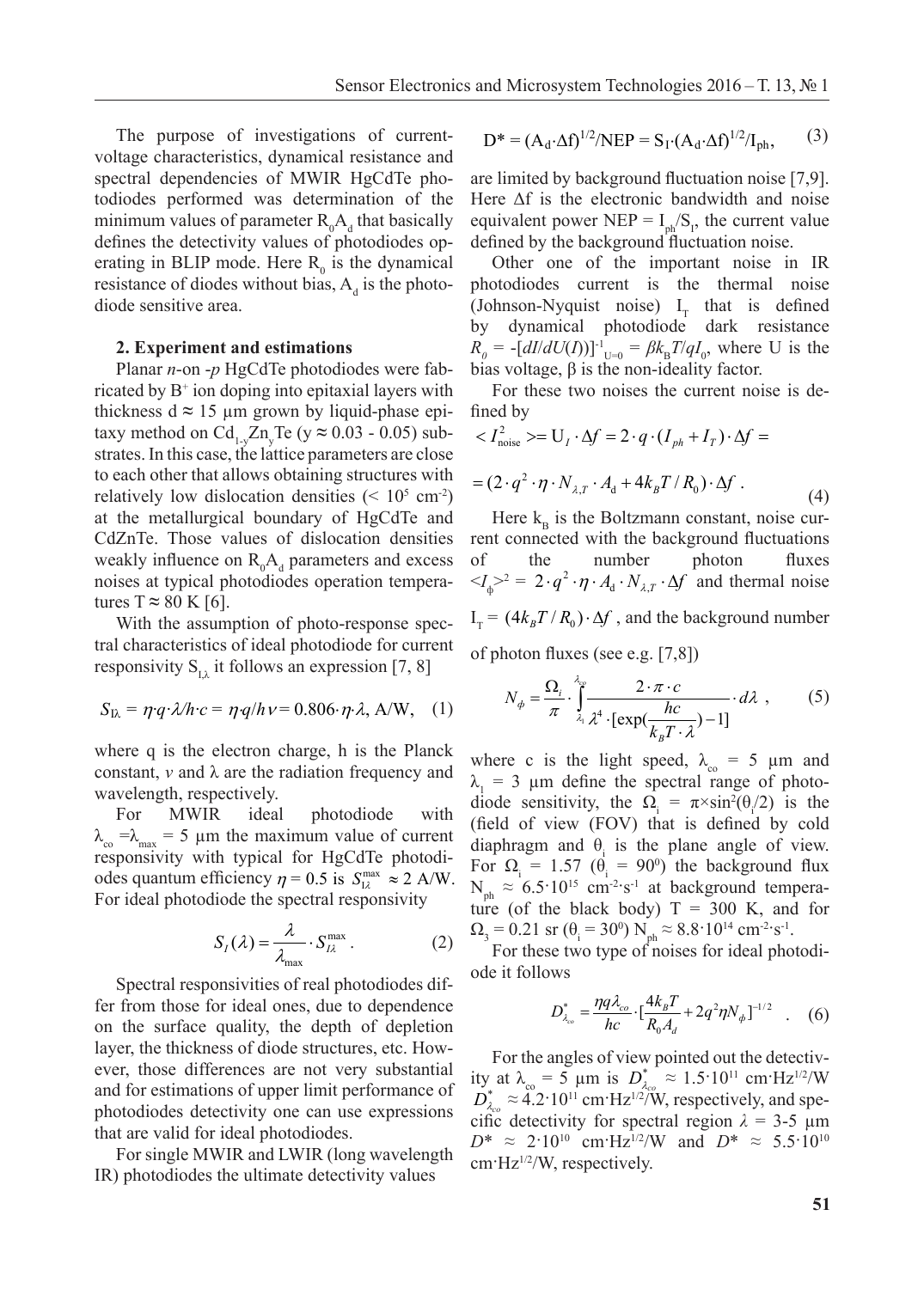The purpose of investigations of current-voltage characteristics, dynamical resistance and spectral dependencies of MWIR HgCdTe photodiodes performed was determination of the minimum values of parameter $R_0A_d$ that basically defines the detectivity values of photodiodes operating in BLIP mode. Here $R_0$ is the dynamical resistance of diodes without bias, $A_d$ is the photodiode sensitive area.

## 2. Experiment and estimations

Planar *n*-on -*p* HgCdTe photodiodes were fabricated by $B^+$ ion doping into epitaxial layers with thickness d ≈ 15 μm grown by liquid-phase epitaxy method on $Cd_{1-y}Zn_yTe$ (y ≈ 0.03 - 0.05) substrates. In this case, the lattice parameters are close to each other that allows obtaining structures with relatively low dislocation densities (< $10^5$ cm$^{-2}$) at the metallurgical boundary of HgCdTe and CdZnTe. Those values of dislocation densities weakly influence on $R_0A_d$ parameters and excess noises at typical photodiodes operation temperatures T ≈ 80 K [6].

With the assumption of photo-response spectral characteristics of ideal photodiode for current responsivity $S_{I,\lambda}$ it follows an expression [7, 8]

$$S_{I\lambda} = \eta \cdot q \cdot \lambda / h \cdot c = \eta \cdot q / h\nu = 0.806 \cdot \eta \cdot \lambda, \text{ A/W}, \quad (1)$$

where q is the electron charge, h is the Planck constant, $\nu$ and $\lambda$ are the radiation frequency and wavelength, respectively.

For MWIR ideal photodiode with $\lambda_{co} = \lambda_{max}$ = 5 μm the maximum value of current responsivity with typical for HgCdTe photodiodes quantum efficiency $\eta$ = 0.5 is $S_{I\lambda}^{max} \approx 2$ A/W. For ideal photodiode the spectral responsivity

$$S_I(\lambda) = \frac{\lambda}{\lambda_{max}} \cdot S_{I\lambda}^{max}. \quad (2)$$

Spectral responsivities of real photodiodes differ from those for ideal ones, due to dependence on the surface quality, the depth of depletion layer, the thickness of diode structures, etc. However, those differences are not very substantial and for estimations of upper limit performance of photodiodes detectivity one can use expressions that are valid for ideal photodiodes.

For single MWIR and LWIR (long wavelength IR) photodiodes the ultimate detectivity values

$$D^* = (A_d \cdot \Delta f)^{1/2}/NEP = S_I \cdot (A_d \cdot \Delta f)^{1/2}/I_{ph}, \quad (3)$$

are limited by background fluctuation noise [7,9]. Here $\Delta f$ is the electronic bandwidth and noise equivalent power NEP = $I_{ph}/S_I$, the current value defined by the background fluctuation noise.

Other one of the important noise in IR photodiodes current is the thermal noise (Johnson-Nyquist noise) $I_T$ that is defined by dynamical photodiode dark resistance $R_0 = -[dI/dU(I)]^{-1}_{U=0} = \beta k_B T / q I_0$, where U is the bias voltage, $\beta$ is the non-ideality factor.

For these two noises the current noise is defined by

$$< I^2_{noise} >= U_I \cdot \Delta f = 2 \cdot q \cdot (I_{ph} + I_T) \cdot \Delta f =$$

$$= (2 \cdot q^2 \cdot \eta \cdot N_{\lambda,T} \cdot A_d + 4k_B T / R_0) \cdot \Delta f. \quad (4)$$

Here $k_B$ is the Boltzmann constant, noise current connected with the background fluctuations of the number photon fluxes $<I_\Phi>^2 = 2 \cdot q^2 \cdot \eta \cdot A_d \cdot N_{\lambda,T} \cdot \Delta f$ and thermal noise $I_T = (4k_B T / R_0) \cdot \Delta f$, and the background number of photon fluxes (see e.g. [7,8])

$$N_\phi = \frac{\Omega_i}{\pi} \cdot \int_{\lambda_1}^{\lambda_{co}} \frac{2 \cdot \pi \cdot c}{\lambda^4 \cdot [\exp(\frac{hc}{k_B T \cdot \lambda}) - 1]} \cdot d\lambda, \quad (5)$$

where c is the light speed, $\lambda_{co}$ = 5 μm and $\lambda_1$ = 3 μm define the spectral range of photodiode sensitivity, the $\Omega_i = \pi \times \sin^2(\theta_i/2)$ is the (field of view (FOV) that is defined by cold diaphragm and $\theta_i$ is the plane angle of view. For $\Omega_i$ = 1.57 ($\theta_i = 90^0$) the background flux $N_{ph} \approx 6.5 \cdot 10^{15}$ cm$^{-2}\cdot$s$^{-1}$ at background temperature (of the black body) T = 300 K, and for $\Omega_3$ = 0.21 sr ($\theta_i = 30^0$) $N_{ph} \approx 8.8 \cdot 10^{14}$ cm$^{-2}\cdot$s$^{-1}$.

For these two type of noises for ideal photodiode it follows

$$D^*_{\lambda_{co}} = \frac{\eta q \lambda_{co}}{hc} \cdot [\frac{4k_B T}{R_0 A_d} + 2q^2 \eta N_\phi]^{-1/2}. \quad (6)$$

For the angles of view pointed out the detectivity at $\lambda_{co}$ = 5 μm is $D^*_{\lambda_{co}} \approx 1.5 \cdot 10^{11}$ cm·Hz$^{1/2}$/W $D^*_{\lambda_{co}} \approx 4.2 \cdot 10^{11}$ cm·Hz$^{1/2}$/W, respectively, and specific detectivity for spectral region $\lambda$ = 3-5 μm $D^* \approx 2 \cdot 10^{10}$ cm·Hz$^{1/2}$/W and $D^* \approx 5.5 \cdot 10^{10}$ cm·Hz$^{1/2}$/W, respectively.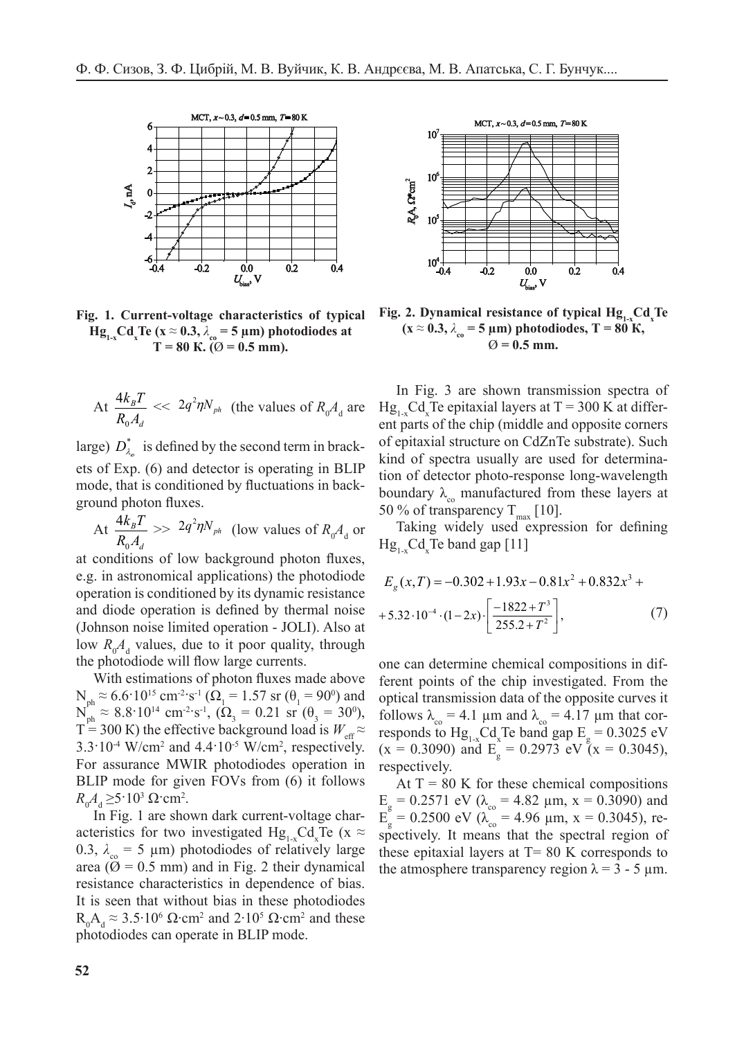**Fig. 1. Current-voltage characteristics of typical $Hg_{1-x}Cd_xTe$ ($x \approx 0.3$, $\lambda_{co} = 5$ μm) photodiodes at T = 80 K. (Ø = 0.5 mm).**

**Fig. 2. Dynamical resistance of typical $Hg_{1-x}Cd_xTe$ ($x \approx 0.3$, $\lambda_{co} = 5$ μm) photodiodes, T = 80 K, Ø = 0.5 mm.**

At $\frac{4k_BT}{R_0A_d} << 2q^2\eta N_{ph}$ (the values of $R_0A_d$ are large) $D^*_{\lambda_\omega}$ is defined by the second term in brackets of Exp. (6) and detector is operating in BLIP mode, that is conditioned by fluctuations in background photon fluxes.

At $\frac{4k_BT}{R_0A_d} >> 2q^2\eta N_{ph}$ (low values of $R_0A_d$ or at conditions of low background photon fluxes, e.g. in astronomical applications) the photodiode operation is conditioned by its dynamic resistance and diode operation is defined by thermal noise (Johnson noise limited operation - JOLI). Also at low $R_0A_d$ values, due to it poor quality, through the photodiode will flow large currents.

With estimations of photon fluxes made above $N_{ph} \approx 6.6 \cdot 10^{15}$ cm$^{-2}$·s$^{-1}$ ($\Omega_1 = 1.57$ sr ($\theta_1 = 90^0$) and $N_{ph} \approx 8.8 \cdot 10^{14}$ cm$^{-2}$·s$^{-1}$, ($\Omega_3 = 0.21$ sr ($\theta_3 = 30^0$), T = 300 K) the effective background load is $W_{eff} \approx 3.3 \cdot 10^{-4}$ W/cm$^2$ and $4.4 \cdot 10^{-5}$ W/cm$^2$, respectively. For assurance MWIR photodiodes operation in BLIP mode for given FOVs from (6) it follows $R_0A_d \geq 5 \cdot 10^3$ Ω·cm$^2$.

In Fig. 1 are shown dark current-voltage characteristics for two investigated $Hg_{1-x}Cd_xTe$ ($x \approx 0.3$, $\lambda_{co} = 5$ μm) photodiodes of relatively large area (Ø = 0.5 mm) and in Fig. 2 their dynamical resistance characteristics in dependence of bias. It is seen that without bias in these photodiodes $R_0A_d \approx 3.5 \cdot 10^6$ Ω·cm$^2$ and $2 \cdot 10^5$ Ω·cm$^2$ and these photodiodes can operate in BLIP mode.

In Fig. 3 are shown transmission spectra of $Hg_{1-x}Cd_xTe$ epitaxial layers at T = 300 K at different parts of the chip (middle and opposite corners of epitaxial structure on CdZnTe substrate). Such kind of spectra usually are used for determination of detector photo-response long-wavelength boundary $\lambda_{co}$ manufactured from these layers at 50 % of transparency $T_{max}$ [10].

Taking widely used expression for defining $Hg_{1-x}Cd_xTe$ band gap [11]

$$E_g(x,T) = -0.302 + 1.93x - 0.81x^2 + 0.832x^3 + 5.32 \cdot 10^{-4} \cdot (1-2x) \cdot \left[\frac{-1822 + T^3}{255.2 + T^2}\right], \quad (7)$$

one can determine chemical compositions in different points of the chip investigated. From the optical transmission data of the opposite curves it follows $\lambda_{co} = 4.1$ μm and $\lambda_{co} = 4.17$ μm that corresponds to $Hg_{1-x}Cd_xTe$ band gap $E_g = 0.3025$ eV ($x = 0.3090$) and $E_g = 0.2973$ eV ($x = 0.3045$), respectively.

At T = 80 K for these chemical compositions $E_g = 0.2571$ eV ($\lambda_{co} = 4.82$ μm, $x = 0.3090$) and $E_g = 0.2500$ eV ($\lambda_{co} = 4.96$ μm, $x = 0.3045$), respectively. It means that the spectral region of these epitaxial layers at T= 80 K corresponds to the atmosphere transparency region $\lambda = 3$ - $5$ μm.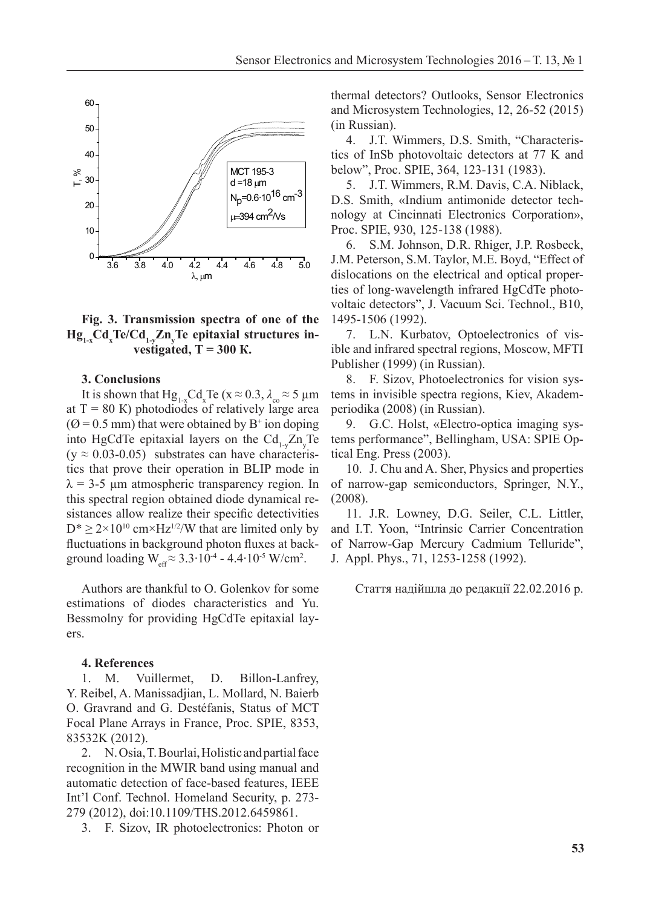**Fig. 3. Transmission spectra of one of the $Hg_{1-x}Cd_xTe/Cd_{1-y}Zn_yTe$ epitaxial structures investigated, T = 300 K.**

### 3. Conclusions

It is shown that $Hg_{1-x}Cd_xTe$ ($x \approx 0.3$, $\lambda_{co} \approx 5$ µm at T = 80 K) photodiodes of relatively large area (Ø = 0.5 mm) that were obtained by $B^+$ ion doping into HgCdTe epitaxial layers on the $Cd_{1-y}Zn_yTe$ ($y \approx 0.03$-$0.05$) substrates can have characteristics that prove their operation in BLIP mode in λ = 3-5 µm atmospheric transparency region. In this spectral region obtained diode dynamical resistances allow realize their specific detectivities $D^* \geq 2\times10^{10}$ cm×Hz$^{1/2}$/W that are limited only by fluctuations in background photon fluxes at background loading $W_{eff} \approx 3.3\cdot10^{-4}$ - $4.4\cdot10^{-5}$ W/cm$^2$.

Authors are thankful to O. Golenkov for some estimations of diodes characteristics and Yu. Bessmolny for providing HgCdTe epitaxial layers.

### 4. References

1. M. Vuillermet, D. Billon-Lanfrey, Y. Reibel, A. Manissadjian, L. Mollard, N. Baierb O. Gravrand and G. Destéfanis, Status of MCT Focal Plane Arrays in France, Proc. SPIE, 8353, 83532K (2012).
2. N. Osia, T. Bourlai, Holistic and partial face recognition in the MWIR band using manual and automatic detection of face-based features, IEEE Int'l Conf. Technol. Homeland Security, p. 273-279 (2012), doi:10.1109/THS.2012.6459861.
3. F. Sizov, IR photoelectronics: Photon or thermal detectors? Outlooks, Sensor Electronics and Microsystem Technologies, 12, 26-52 (2015) (in Russian).
4. J.T. Wimmers, D.S. Smith, "Characteristics of InSb photovoltaic detectors at 77 K and below", Proc. SPIE, 364, 123-131 (1983).
5. J.T. Wimmers, R.M. Davis, C.A. Niblack, D.S. Smith, «Indium antimonide detector technology at Cincinnati Electronics Corporation», Proc. SPIE, 930, 125-138 (1988).
6. S.M. Johnson, D.R. Rhiger, J.P. Rosbeck, J.M. Peterson, S.M. Taylor, M.E. Boyd, "Effect of dislocations on the electrical and optical properties of long-wavelength infrared HgCdTe photovoltaic detectors", J. Vacuum Sci. Technol., B10, 1495-1506 (1992).
7. L.N. Kurbatov, Optoelectronics of visible and infrared spectral regions, Moscow, MFTI Publisher (1999) (in Russian).
8. F. Sizov, Photoelectronics for vision systems in invisible spectra regions, Kiev, Akadem-periodika (2008) (in Russian).
9. G.C. Holst, «Electro-optica imaging systems performance", Bellingham, USA: SPIE Optical Eng. Press (2003).
10. J. Chu and A. Sher, Physics and properties of narrow-gap semiconductors, Springer, N.Y., (2008).
11. J.R. Lowney, D.G. Seiler, C.L. Littler, and I.T. Yoon, "Intrinsic Carrier Concentration of Narrow-Gap Mercury Cadmium Telluride", J. Appl. Phys., 71, 1253-1258 (1992).

Стаття надійшла до редакції 22.02.2016 р.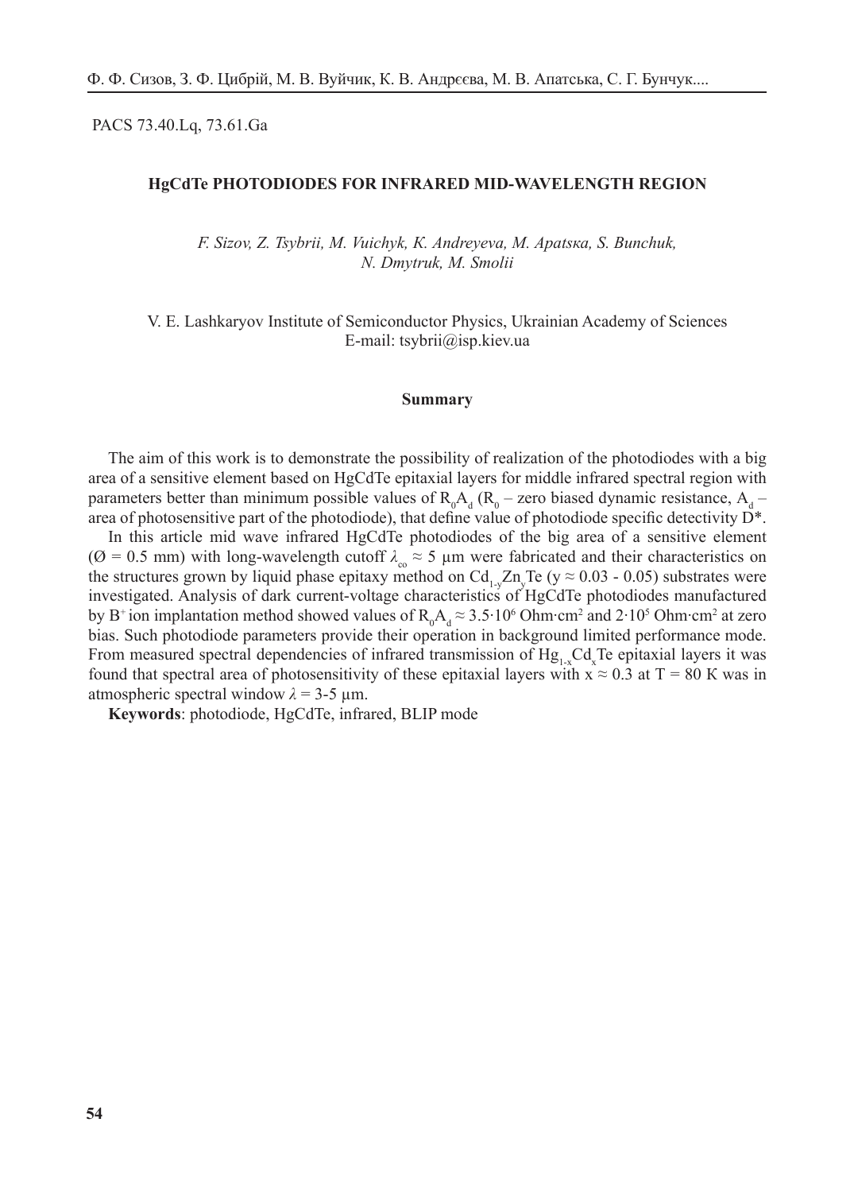PACS 73.40.Lq, 73.61.Ga

## HgCdTe PHOTODIODES FOR INFRARED MID-WAVELENGTH REGION

*F. Sizov, Z. Tsybrii, M. Vuichyk, K. Andreyeva, M. Apatsкa, S. Bunchuk, N. Dmytruk, M. Smolii*

V. E. Lashkaryov Institute of Semiconductor Physics, Ukrainian Academy of Sciences
E-mail: tsybrii@isp.kiev.ua

### Summary

The aim of this work is to demonstrate the possibility of realization of the photodiodes with a big area of a sensitive element based on HgCdTe epitaxial layers for middle infrared spectral region with parameters better than minimum possible values of $R_0A_d$ ($R_0$ – zero biased dynamic resistance, $A_d$ – area of photosensitive part of the photodiode), that define value of photodiode specific detectivity D*.

In this article mid wave infrared HgCdTe photodiodes of the big area of a sensitive element (Ø = 0.5 mm) with long-wavelength cutoff $\lambda_{co} \approx 5$ µm were fabricated and their characteristics on the structures grown by liquid phase epitaxy method on $Cd_{1-y}Zn_yTe$ ($y \approx 0.03 - 0.05$) substrates were investigated. Analysis of dark current-voltage characteristics of HgCdTe photodiodes manufactured by $B^+$ ion implantation method showed values of $R_0A_d \approx 3.5 \cdot 10^6$ Ohm·cm$^2$ and $2 \cdot 10^5$ Ohm·cm$^2$ at zero bias. Such photodiode parameters provide their operation in background limited performance mode. From measured spectral dependencies of infrared transmission of $Hg_{1-x}Cd_xTe$ epitaxial layers it was found that spectral area of photosensitivity of these epitaxial layers with $x \approx 0.3$ at T = 80 K was in atmospheric spectral window $\lambda = 3$-$5$ µm.

**Keywords**: photodiode, HgCdTe, infrared, BLIP mode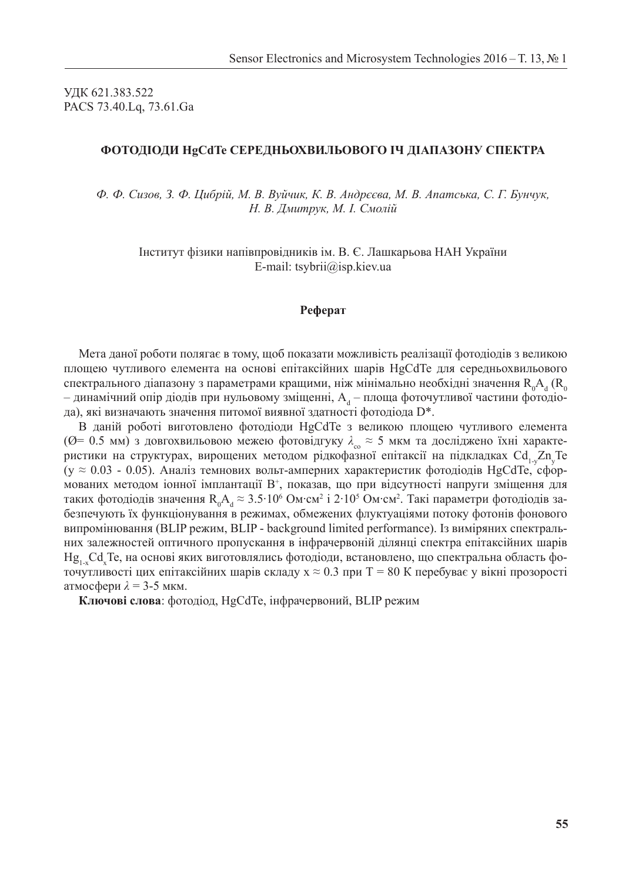УДК 621.383.522
PACS 73.40.Lq, 73.61.Ga

## ФОТОДІОДИ HgCdTe СЕРЕДНЬОХВИЛЬОВОГО ІЧ ДІАПАЗОНУ СПЕКТРА

*Ф. Ф. Сизов, З. Ф. Цибрій, М. В. Вуйчик, К. В. Андрєєва, М. В. Апатська, С. Г. Бунчук, Н. В. Дмитрук, М. І. Смолій*

Інститут фізики напівпровідників ім. В. Є. Лашкарьова НАН України
E-mail: tsybrii@isp.kiev.ua

### Реферат

Мета даної роботи полягає в тому, щоб показати можливість реалізації фотодіодів з великою площею чутливого елемента на основі епітаксійних шарів HgCdTe для середньохвильового спектрального діапазону з параметрами кращими, ніж мінімально необхідні значення $R_0A_d$ ($R_0$ – динамічний опір діодів при нульовому зміщенні, $A_d$ – площа фоточутливої частини фотодіода), які визначають значення питомої виявної здатності фотодіода D*.

В даній роботі виготовлено фотодіоди HgCdTe з великою площею чутливого елемента (Ø= 0.5 мм) з довгохвильовою межею фотовідгуку $\lambda_{co} \approx 5$ мкм та досліджено їхні характеристики на структурах, вирощених методом рідкофазної епітаксії на підкладках $Cd_{1-y}Zn_yTe$ ($y \approx 0.03$ - $0.05$). Аналіз темнових вольт-амперних характеристик фотодіодів HgCdTe, сформованих методом іонної імплантації $B^+$, показав, що при відсутності напруги зміщення для таких фотодіодів значення $R_0A_d \approx 3.5 \cdot 10^6$ Ом·см$^2$ і $2 \cdot 10^5$ Ом·см$^2$. Такі параметри фотодіодів забезпечують їх функціонування в режимах, обмежених флуктуаціями потоку фотонів фонового випромінювання (BLIP режим, BLIP - background limited performance). Із виміряних спектральних залежностей оптичного пропускання в інфрачервоній ділянці спектра епітаксійних шарів $Hg_{1-x}Cd_xTe$, на основі яких виготовлялись фотодіоди, встановлено, що спектральна область фоточутливості цих епітаксійних шарів складу $x \approx 0.3$ при T = 80 K перебуває у вікні прозорості атмосфери $\lambda$ = 3-5 мкм.

**Ключові слова**: фотодіод, HgCdTe, інфрачервоний, BLIP режим